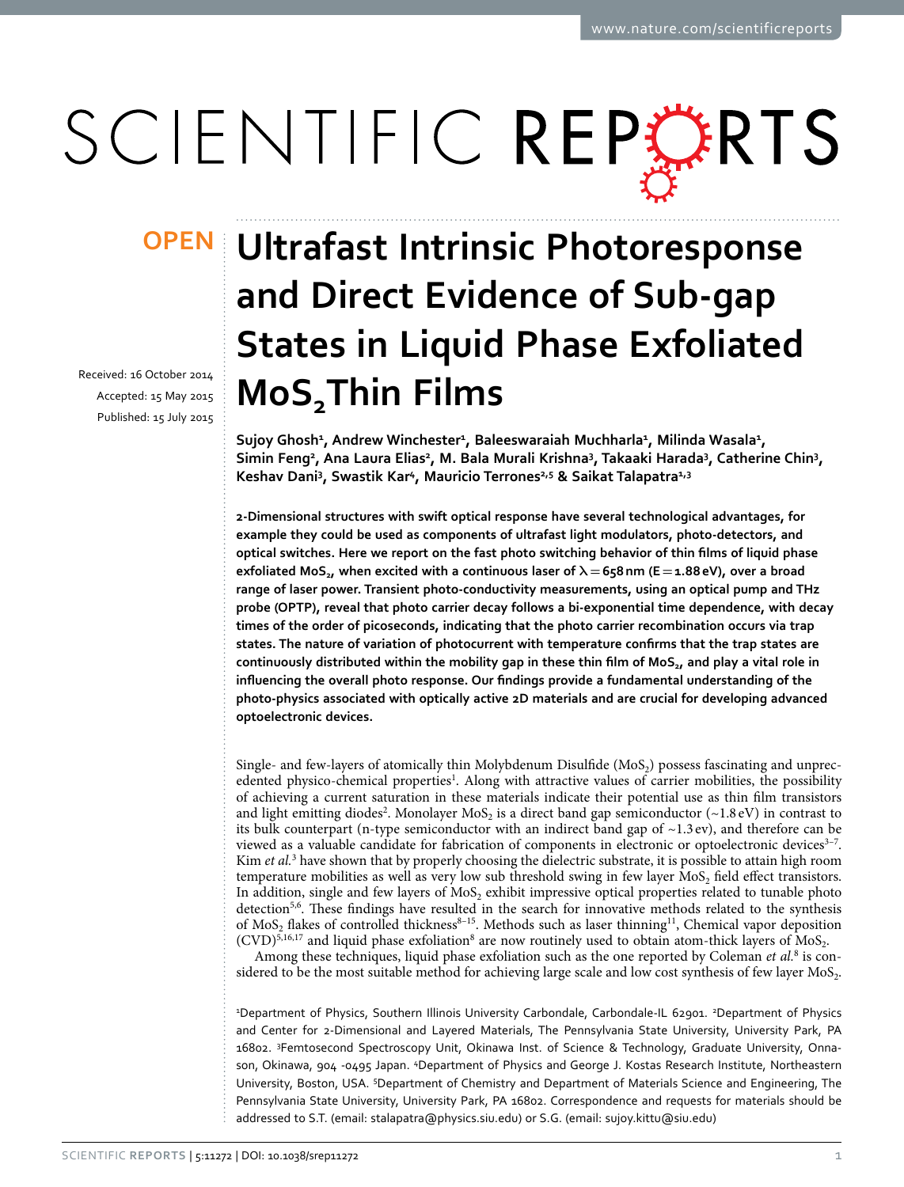OPEN

# Ultrafast Intrinsic Photoresponse and Direct Evidence of Sub-gap States in Liquid Phase Exfoliated $MoS_2$ Thin Films

Received: 16 October 2014
Accepted: 15 May 2015
Published: 15 July 2015

**Sujoy Ghosh[1], Andrew Winchester[1], Baleeswaraiah Muchharla[1], Milinda Wasala[1], Simin Feng[2], Ana Laura Elias[2], M. Bala Murali Krishna[3], Takaaki Harada[3], Catherine Chin[3], Keshav Dani[3], Swastik Kar[4], Mauricio Terrones[2,5] & Saikat Talapatra[1,3]**

**2-Dimensional structures with swift optical response have several technological advantages, for example they could be used as components of ultrafast light modulators, photo-detectors, and optical switches. Here we report on the fast photo switching behavior of thin films of liquid phase exfoliated $MoS_2$, when excited with a continuous laser of $\lambda = 658\,nm$ ($E = 1.88\,eV$), over a broad range of laser power. Transient photo-conductivity measurements, using an optical pump and THz probe (OPTP), reveal that photo carrier decay follows a bi-exponential time dependence, with decay times of the order of picoseconds, indicating that the photo carrier recombination occurs via trap states. The nature of variation of photocurrent with temperature confirms that the trap states are continuously distributed within the mobility gap in these thin film of $MoS_2$, and play a vital role in influencing the overall photo response. Our findings provide a fundamental understanding of the photo-physics associated with optically active 2D materials and are crucial for developing advanced optoelectronic devices.**

Single- and few-layers of atomically thin Molybdenum Disulfide ($MoS_2$) possess fascinating and unprecedented physico-chemical properties[1]. Along with attractive values of carrier mobilities, the possibility of achieving a current saturation in these materials indicate their potential use as thin film transistors and light emitting diodes[2]. Monolayer $MoS_2$ is a direct band gap semiconductor (~1.8 eV) in contrast to its bulk counterpart (n-type semiconductor with an indirect band gap of ~1.3 ev), and therefore can be viewed as a valuable candidate for fabrication of components in electronic or optoelectronic devices[3–7]. Kim *et al.*[3] have shown that by properly choosing the dielectric substrate, it is possible to attain high room temperature mobilities as well as very low sub threshold swing in few layer $MoS_2$ field effect transistors. In addition, single and few layers of $MoS_2$ exhibit impressive optical properties related to tunable photo detection[5,6]. These findings have resulted in the search for innovative methods related to the synthesis of $MoS_2$ flakes of controlled thickness[8–15]. Methods such as laser thinning[11], Chemical vapor deposition (CVD)[5,16,17] and liquid phase exfoliation[8] are now routinely used to obtain atom-thick layers of $MoS_2$.

Among these techniques, liquid phase exfoliation such as the one reported by Coleman *et al.*[8] is considered to be the most suitable method for achieving large scale and low cost synthesis of few layer $MoS_2$.

[1]Department of Physics, Southern Illinois University Carbondale, Carbondale-IL 62901. [2]Department of Physics and Center for 2-Dimensional and Layered Materials, The Pennsylvania State University, University Park, PA 16802. [3]Femtosecond Spectroscopy Unit, Okinawa Inst. of Science & Technology, Graduate University, Onnason, Okinawa, 904 -0495 Japan. [4]Department of Physics and George J. Kostas Research Institute, Northeastern University, Boston, USA. [5]Department of Chemistry and Department of Materials Science and Engineering, The Pennsylvania State University, University Park, PA 16802. Correspondence and requests for materials should be addressed to S.T. (email: stalapatra@physics.siu.edu) or S.G. (email: sujoy.kittu@siu.edu)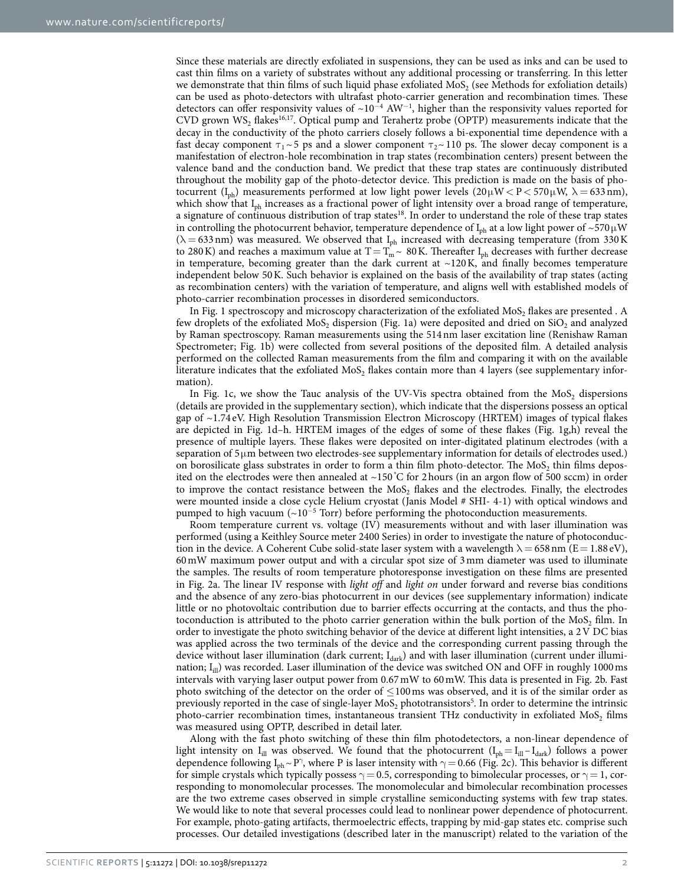Since these materials are directly exfoliated in suspensions, they can be used as inks and can be used to cast thin films on a variety of substrates without any additional processing or transferring. In this letter we demonstrate that thin films of such liquid phase exfoliated $MoS_2$ (see Methods for exfoliation details) can be used as photo-detectors with ultrafast photo-carrier generation and recombination times. These detectors can offer responsivity values of ~$10^{-4}$ $AW^{-1}$, higher than the responsivity values reported for CVD grown $WS_2$ flakes[16,17]. Optical pump and Terahertz probe (OPTP) measurements indicate that the decay in the conductivity of the photo carriers closely follows a bi-exponential time dependence with a fast decay component $\tau_1$ ~ 5 ps and a slower component $\tau_2$ ~ 110 ps. The slower decay component is a manifestation of electron-hole recombination in trap states (recombination centers) present between the valence band and the conduction band. We predict that these trap states are continuously distributed throughout the mobility gap of the photo-detector device. This prediction is made on the basis of photocurrent ($I_{ph}$) measurements performed at low light power levels (20 μW < P < 570 μW, λ = 633 nm), which show that $I_{ph}$ increases as a fractional power of light intensity over a broad range of temperature, a signature of continuous distribution of trap states[18]. In order to understand the role of these trap states in controlling the photocurrent behavior, temperature dependence of $I_{ph}$ at a low light power of ~570 μW (λ = 633 nm) was measured. We observed that $I_{ph}$ increased with decreasing temperature (from 330 K to 280 K) and reaches a maximum value at $T = T_m$ ~ 80 K. Thereafter $I_{ph}$ decreases with further decrease in temperature, becoming greater than the dark current at ~120 K, and finally becomes temperature independent below 50 K. Such behavior is explained on the basis of the availability of trap states (acting as recombination centers) with the variation of temperature, and aligns well with established models of photo-carrier recombination processes in disordered semiconductors.

In Fig. 1 spectroscopy and microscopy characterization of the exfoliated $MoS_2$ flakes are presented . A few droplets of the exfoliated $MoS_2$ dispersion (Fig. 1a) were deposited and dried on $SiO_2$ and analyzed by Raman spectroscopy. Raman measurements using the 514 nm laser excitation line (Renishaw Raman Spectrometer; Fig. 1b) were collected from several positions of the deposited film. A detailed analysis performed on the collected Raman measurements from the film and comparing it with on the available literature indicates that the exfoliated $MoS_2$ flakes contain more than 4 layers (see supplementary information).

In Fig. 1c, we show the Tauc analysis of the UV-Vis spectra obtained from the $MoS_2$ dispersions (details are provided in the supplementary section), which indicate that the dispersions possess an optical gap of ~1.74 eV. High Resolution Transmission Electron Microscopy (HRTEM) images of typical flakes are depicted in Fig. 1d–h. HRTEM images of the edges of some of these flakes (Fig. 1g,h) reveal the presence of multiple layers. These flakes were deposited on inter-digitated platinum electrodes (with a separation of 5 μm between two electrodes-see supplementary information for details of electrodes used.) on borosilicate glass substrates in order to form a thin film photo-detector. The $MoS_2$ thin films deposited on the electrodes were then annealed at ~150 °C for 2 hours (in an argon flow of 500 sccm) in order to improve the contact resistance between the $MoS_2$ flakes and the electrodes. Finally, the electrodes were mounted inside a close cycle Helium cryostat (Janis Model # SHI- 4-1) with optical windows and pumped to high vacuum (~$10^{-5}$ Torr) before performing the photoconduction measurements.

Room temperature current vs. voltage (IV) measurements without and with laser illumination was performed (using a Keithley Source meter 2400 Series) in order to investigate the nature of photoconduction in the device. A Coherent Cube solid-state laser system with a wavelength λ = 658 nm (E = 1.88 eV), 60 mW maximum power output and with a circular spot size of 3 mm diameter was used to illuminate the samples. The results of room temperature photoresponse investigation on these films are presented in Fig. 2a. The linear IV response with *light off* and *light on* under forward and reverse bias conditions and the absence of any zero-bias photocurrent in our devices (see supplementary information) indicate little or no photovoltaic contribution due to barrier effects occurring at the contacts, and thus the photoconduction is attributed to the photo carrier generation within the bulk portion of the $MoS_2$ film. In order to investigate the photo switching behavior of the device at different light intensities, a 2 V DC bias was applied across the two terminals of the device and the corresponding current passing through the device without laser illumination (dark current; $I_{dark}$) and with laser illumination (current under illumination; $I_{ill}$) was recorded. Laser illumination of the device was switched ON and OFF in roughly 1000 ms intervals with varying laser output power from 0.67 mW to 60 mW. This data is presented in Fig. 2b. Fast photo switching of the detector on the order of ≤100 ms was observed, and it is of the similar order as previously reported in the case of single-layer $MoS_2$ phototransistors[5]. In order to determine the intrinsic photo-carrier recombination times, instantaneous transient THz conductivity in exfoliated $MoS_2$ films was measured using OPTP, described in detail later.

Along with the fast photo switching of these thin film photodetectors, a non-linear dependence of light intensity on $I_{ill}$ was observed. We found that the photocurrent ($I_{ph} = I_{ill} - I_{dark}$) follows a power dependence following $I_{ph} \sim P^{\gamma}$, where P is laser intensity with $\gamma = 0.66$ (Fig. 2c). This behavior is different for simple crystals which typically possess $\gamma = 0.5$, corresponding to bimolecular processes, or $\gamma = 1$, corresponding to monomolecular processes. The monomolecular and bimolecular recombination processes are the two extreme cases observed in simple crystalline semiconducting systems with few trap states. We would like to note that several processes could lead to nonlinear power dependence of photocurrent. For example, photo-gating artifacts, thermoelectric effects, trapping by mid-gap states etc. comprise such processes. Our detailed investigations (described later in the manuscript) related to the variation of the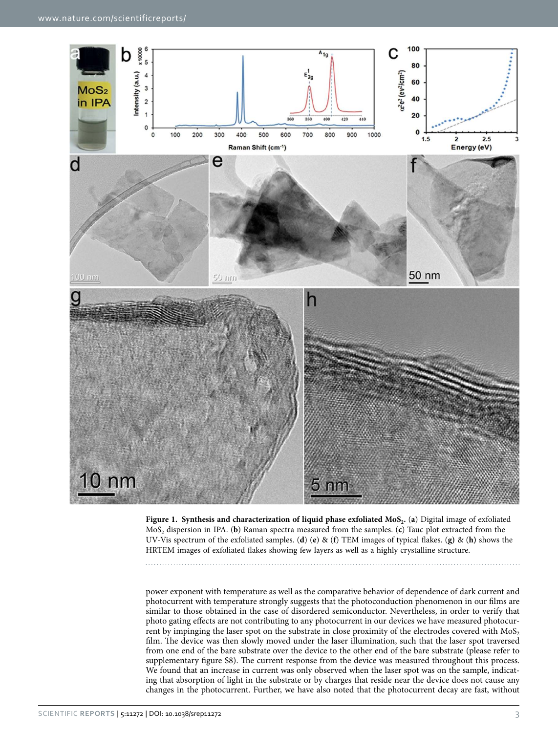**Figure 1. Synthesis and characterization of liquid phase exfoliated $MoS_2$.** (**a**) Digital image of exfoliated $MoS_2$ dispersion in IPA. (**b**) Raman spectra measured from the samples. (**c**) Tauc plot extracted from the UV-Vis spectrum of the exfoliated samples. (**d**) (**e**) & (**f**) TEM images of typical flakes. (**g**) & (**h**) shows the HRTEM images of exfoliated flakes showing few layers as well as a highly crystalline structure.

power exponent with temperature as well as the comparative behavior of dependence of dark current and photocurrent with temperature strongly suggests that the photoconduction phenomenon in our films are similar to those obtained in the case of disordered semiconductor. Nevertheless, in order to verify that photo gating effects are not contributing to any photocurrent in our devices we have measured photocurrent by impinging the laser spot on the substrate in close proximity of the electrodes covered with $MoS_2$ film. The device was then slowly moved under the laser illumination, such that the laser spot traversed from one end of the bare substrate over the device to the other end of the bare substrate (please refer to supplementary figure S8). The current response from the device was measured throughout this process. We found that an increase in current was only observed when the laser spot was on the sample, indicating that absorption of light in the substrate or by charges that reside near the device does not cause any changes in the photocurrent. Further, we have also noted that the photocurrent decay are fast, without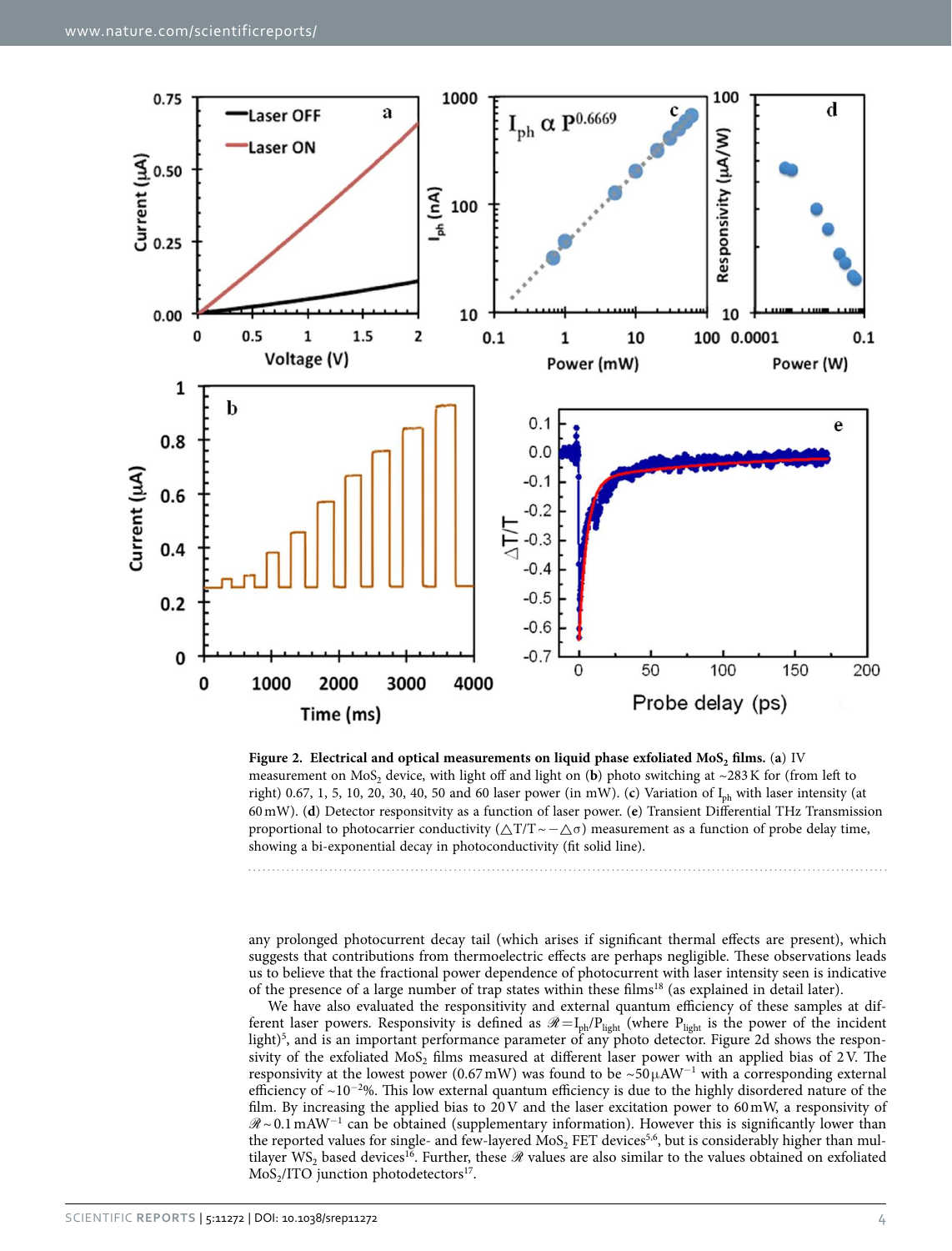**Figure 2. Electrical and optical measurements on liquid phase exfoliated $MoS_2$ films.** (**a**) IV measurement on $MoS_2$ device, with light off and light on (**b**) photo switching at ~283 K for (from left to right) 0.67, 1, 5, 10, 20, 30, 40, 50 and 60 laser power (in mW). (**c**) Variation of $I_{ph}$ with laser intensity (at 60 mW). (**d**) Detector responsivity as a function of laser power. (**e**) Transient Differential THz Transmission proportional to photocarrier conductivity ($\triangle T/T \sim -\triangle\sigma$) measurement as a function of probe delay time, showing a bi-exponential decay in photoconductivity (fit solid line).

any prolonged photocurrent decay tail (which arises if significant thermal effects are present), which suggests that contributions from thermoelectric effects are perhaps negligible. These observations leads us to believe that the fractional power dependence of photocurrent with laser intensity seen is indicative of the presence of a large number of trap states within these films[18] (as explained in detail later).

We have also evaluated the responsivity and external quantum efficiency of these samples at different laser powers. Responsivity is defined as $\mathscr{R} = I_{ph}/P_{light}$ (where $P_{light}$ is the power of the incident light)[5], and is an important performance parameter of any photo detector. Figure 2d shows the responsivity of the exfoliated $MoS_2$ films measured at different laser power with an applied bias of 2 V. The responsivity at the lowest power (0.67 mW) was found to be ~50 $\mu AW^{-1}$ with a corresponding external efficiency of ~$10^{-2}$%. This low external quantum efficiency is due to the highly disordered nature of the film. By increasing the applied bias to 20 V and the laser excitation power to 60 mW, a responsivity of $\mathscr{R}$ ~ 0.1 $mAW^{-1}$ can be obtained (supplementary information). However this is significantly lower than the reported values for single- and few-layered $MoS_2$ FET devices[5,6], but is considerably higher than multilayer $WS_2$ based devices[16]. Further, these $\mathscr{R}$ values are also similar to the values obtained on exfoliated $MoS_2$/ITO junction photodetectors[17].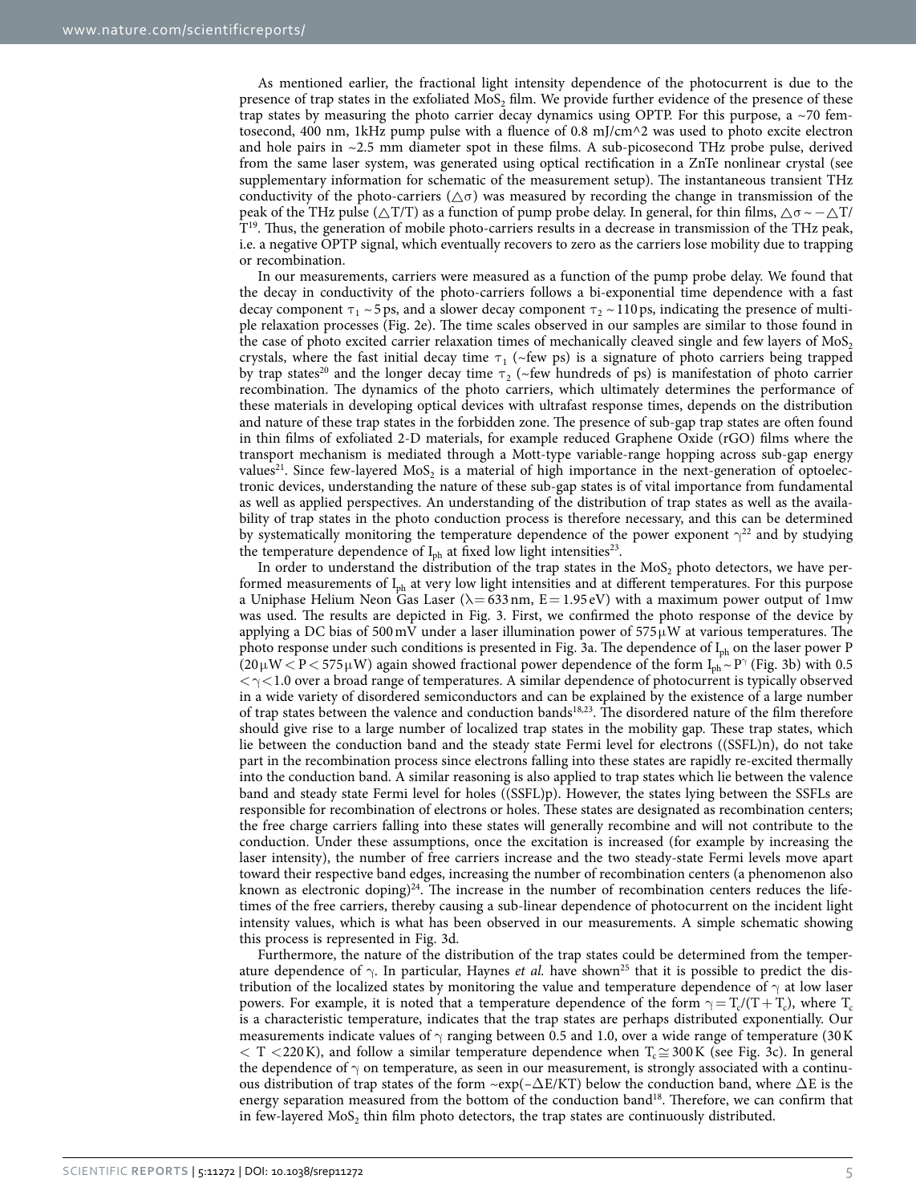As mentioned earlier, the fractional light intensity dependence of the photocurrent is due to the presence of trap states in the exfoliated $MoS_2$ film. We provide further evidence of the presence of these trap states by measuring the photo carrier decay dynamics using OPTP. For this purpose, a ~70 femtosecond, 400 nm, 1kHz pump pulse with a fluence of 0.8 mJ/cm^2 was used to photo excite electron and hole pairs in ~2.5 mm diameter spot in these films. A sub-picosecond THz probe pulse, derived from the same laser system, was generated using optical rectification in a ZnTe nonlinear crystal (see supplementary information for schematic of the measurement setup). The instantaneous transient THz conductivity of the photo-carriers ($\triangle\sigma$) was measured by recording the change in transmission of the peak of the THz pulse ($\triangle T/T$) as a function of pump probe delay. In general, for thin films, $\triangle\sigma \sim -\triangle T/T$[19]. Thus, the generation of mobile photo-carriers results in a decrease in transmission of the THz peak, i.e. a negative OPTP signal, which eventually recovers to zero as the carriers lose mobility due to trapping or recombination.

In our measurements, carriers were measured as a function of the pump probe delay. We found that the decay in conductivity of the photo-carriers follows a bi-exponential time dependence with a fast decay component $\tau_1 \sim 5$ ps, and a slower decay component $\tau_2 \sim 110$ ps, indicating the presence of multiple relaxation processes (Fig. 2e). The time scales observed in our samples are similar to those found in the case of photo excited carrier relaxation times of mechanically cleaved single and few layers of $MoS_2$ crystals, where the fast initial decay time $\tau_1$ (~few ps) is a signature of photo carriers being trapped by trap states[20] and the longer decay time $\tau_2$ (~few hundreds of ps) is manifestation of photo carrier recombination. The dynamics of the photo carriers, which ultimately determines the performance of these materials in developing optical devices with ultrafast response times, depends on the distribution and nature of these trap states in the forbidden zone. The presence of sub-gap trap states are often found in thin films of exfoliated 2-D materials, for example reduced Graphene Oxide (rGO) films where the transport mechanism is mediated through a Mott-type variable-range hopping across sub-gap energy values[21]. Since few-layered $MoS_2$ is a material of high importance in the next-generation of optoelectronic devices, understanding the nature of these sub-gap states is of vital importance from fundamental as well as applied perspectives. An understanding of the distribution of trap states as well as the availability of trap states in the photo conduction process is therefore necessary, and this can be determined by systematically monitoring the temperature dependence of the power exponent $\gamma$[22] and by studying the temperature dependence of $I_{ph}$ at fixed low light intensities[23].

In order to understand the distribution of the trap states in the $MoS_2$ photo detectors, we have performed measurements of $I_{ph}$ at very low light intensities and at different temperatures. For this purpose a Uniphase Helium Neon Gas Laser ($\lambda = 633$ nm, $E = 1.95$ eV) with a maximum power output of 1mw was used. The results are depicted in Fig. 3. First, we confirmed the photo response of the device by applying a DC bias of 500 mV under a laser illumination power of 575 $\mu$W at various temperatures. The photo response under such conditions is presented in Fig. 3a. The dependence of $I_{ph}$ on the laser power P ($20\,\mu W < P < 575\,\mu W$) again showed fractional power dependence of the form $I_{ph} \sim P^{\gamma}$ (Fig. 3b) with $0.5 < \gamma < 1.0$ over a broad range of temperatures. A similar dependence of photocurrent is typically observed in a wide variety of disordered semiconductors and can be explained by the existence of a large number of trap states between the valence and conduction bands[18,23]. The disordered nature of the film therefore should give rise to a large number of localized trap states in the mobility gap. These trap states, which lie between the conduction band and the steady state Fermi level for electrons ((SSFL)n), do not take part in the recombination process since electrons falling into these states are rapidly re-excited thermally into the conduction band. A similar reasoning is also applied to trap states which lie between the valence band and steady state Fermi level for holes ((SSFL)p). However, the states lying between the SSFLs are responsible for recombination of electrons or holes. These states are designated as recombination centers; the free charge carriers falling into these states will generally recombine and will not contribute to the conduction. Under these assumptions, once the excitation is increased (for example by increasing the laser intensity), the number of free carriers increase and the two steady-state Fermi levels move apart toward their respective band edges, increasing the number of recombination centers (a phenomenon also known as electronic doping)[24]. The increase in the number of recombination centers reduces the lifetimes of the free carriers, thereby causing a sub-linear dependence of photocurrent on the incident light intensity values, which is what has been observed in our measurements. A simple schematic showing this process is represented in Fig. 3d.

Furthermore, the nature of the distribution of the trap states could be determined from the temperature dependence of $\gamma$. In particular, Haynes *et al.* have shown[25] that it is possible to predict the distribution of the localized states by monitoring the value and temperature dependence of $\gamma$ at low laser powers. For example, it is noted that a temperature dependence of the form $\gamma = T_c/(T + T_c)$, where $T_c$ is a characteristic temperature, indicates that the trap states are perhaps distributed exponentially. Our measurements indicate values of $\gamma$ ranging between 0.5 and 1.0, over a wide range of temperature ($30\,K < T < 220\,K$), and follow a similar temperature dependence when $T_c \cong 300\,K$ (see Fig. 3c). In general the dependence of $\gamma$ on temperature, as seen in our measurement, is strongly associated with a continuous distribution of trap states of the form $\sim\exp(-\Delta E/KT)$ below the conduction band, where $\Delta E$ is the energy separation measured from the bottom of the conduction band[18]. Therefore, we can confirm that in few-layered $MoS_2$ thin film photo detectors, the trap states are continuously distributed.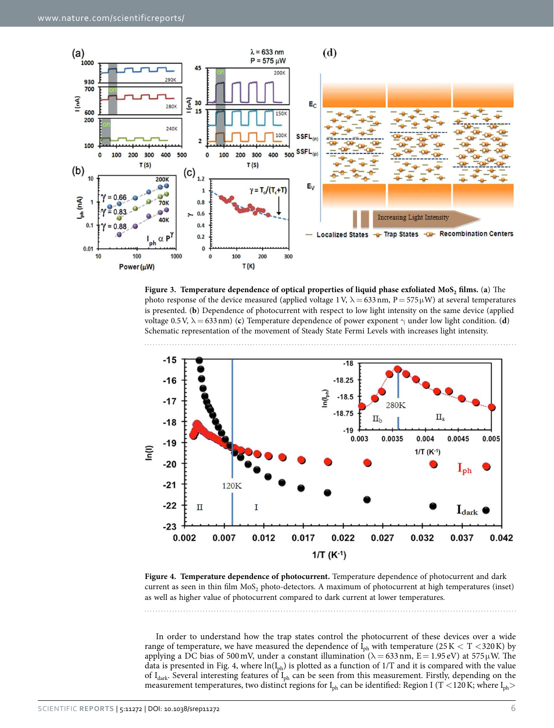**Figure 3. Temperature dependence of optical properties of liquid phase exfoliated $MoS_2$ films.** (**a**) The photo response of the device measured (applied voltage 1 V, $\lambda = 633$ nm, $P = 575\,\mu W$) at several temperatures is presented. (**b**) Dependence of photocurrent with respect to low light intensity on the same device (applied voltage 0.5 V, $\lambda = 633$ nm) (**c**) Temperature dependence of power exponent $\gamma$ under low light condition. (**d**) Schematic representation of the movement of Steady State Fermi Levels with increases light intensity.

**Figure 4. Temperature dependence of photocurrent.** Temperature dependence of photocurrent and dark current as seen in thin film $MoS_2$ photo-detectors. A maximum of photocurrent at high temperatures (inset) as well as higher value of photocurrent compared to dark current at lower temperatures.

In order to understand how the trap states control the photocurrent of these devices over a wide range of temperature, we have measured the dependence of $I_{ph}$ with temperature ($25\,K < T < 320\,K$) by applying a DC bias of 500 mV, under a constant illumination ($\lambda = 633$ nm, $E = 1.95$ eV) at $575\,\mu W$. The data is presented in Fig. 4, where $\ln(I_{ph})$ is plotted as a function of 1/T and it is compared with the value of $I_{dark}$. Several interesting features of $I_{ph}$ can be seen from this measurement. Firstly, depending on the measurement temperatures, two distinct regions for $I_{ph}$ can be identified: Region I ($T < 120\,K$; where $I_{ph} >$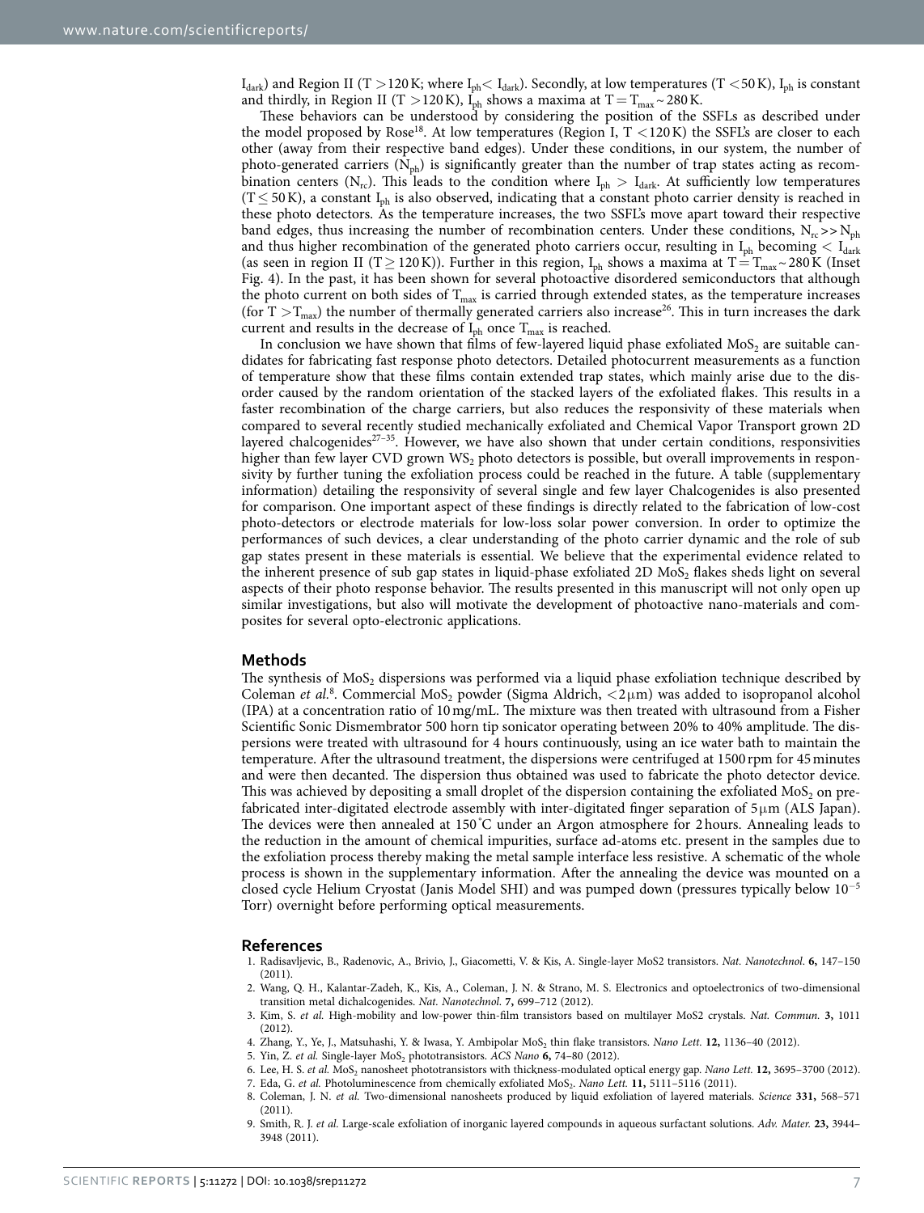$I_{dark}$) and Region II (T > 120 K; where $I_{ph} < I_{dark}$). Secondly, at low temperatures (T < 50 K), $I_{ph}$ is constant and thirdly, in Region II (T > 120 K), $I_{ph}$ shows a maxima at $T = T_{max} \sim 280$ K.

These behaviors can be understood by considering the position of the SSFLs as described under the model proposed by Rose[18]. At low temperatures (Region I, T < 120 K) the SSFL's are closer to each other (away from their respective band edges). Under these conditions, in our system, the number of photo-generated carriers ($N_{ph}$) is significantly greater than the number of trap states acting as recombination centers ($N_{rc}$). This leads to the condition where $I_{ph} > I_{dark}$. At sufficiently low temperatures (T ≤ 50 K), a constant $I_{ph}$ is also observed, indicating that a constant photo carrier density is reached in these photo detectors. As the temperature increases, the two SSFL's move apart toward their respective band edges, thus increasing the number of recombination centers. Under these conditions, $N_{rc} >> N_{ph}$ and thus higher recombination of the generated photo carriers occur, resulting in $I_{ph}$ becoming < $I_{dark}$ (as seen in region II (T ≥ 120 K)). Further in this region, $I_{ph}$ shows a maxima at $T = T_{max} \sim 280$ K (Inset Fig. 4). In the past, it has been shown for several photoactive disordered semiconductors that although the photo current on both sides of $T_{max}$ is carried through extended states, as the temperature increases (for $T > T_{max}$) the number of thermally generated carriers also increase[26]. This in turn increases the dark current and results in the decrease of $I_{ph}$ once $T_{max}$ is reached.

In conclusion we have shown that films of few-layered liquid phase exfoliated $MoS_2$ are suitable candidates for fabricating fast response photo detectors. Detailed photocurrent measurements as a function of temperature show that these films contain extended trap states, which mainly arise due to the disorder caused by the random orientation of the stacked layers of the exfoliated flakes. This results in a faster recombination of the charge carriers, but also reduces the responsivity of these materials when compared to several recently studied mechanically exfoliated and Chemical Vapor Transport grown 2D layered chalcogenides[27–35]. However, we have also shown that under certain conditions, responsivities higher than few layer CVD grown $WS_2$ photo detectors is possible, but overall improvements in responsivity by further tuning the exfoliation process could be reached in the future. A table (supplementary information) detailing the responsivity of several single and few layer Chalcogenides is also presented for comparison. One important aspect of these findings is directly related to the fabrication of low-cost photo-detectors or electrode materials for low-loss solar power conversion. In order to optimize the performances of such devices, a clear understanding of the photo carrier dynamic and the role of sub gap states present in these materials is essential. We believe that the experimental evidence related to the inherent presence of sub gap states in liquid-phase exfoliated 2D $MoS_2$ flakes sheds light on several aspects of their photo response behavior. The results presented in this manuscript will not only open up similar investigations, but also will motivate the development of photoactive nano-materials and composites for several opto-electronic applications.

## Methods

The synthesis of $MoS_2$ dispersions was performed via a liquid phase exfoliation technique described by Coleman *et al.*[8]. Commercial $MoS_2$ powder (Sigma Aldrich, < 2 μm) was added to isopropanol alcohol (IPA) at a concentration ratio of 10 mg/mL. The mixture was then treated with ultrasound from a Fisher Scientific Sonic Dismembrator 500 horn tip sonicator operating between 20% to 40% amplitude. The dispersions were treated with ultrasound for 4 hours continuously, using an ice water bath to maintain the temperature. After the ultrasound treatment, the dispersions were centrifuged at 1500 rpm for 45 minutes and were then decanted. The dispersion thus obtained was used to fabricate the photo detector device. This was achieved by depositing a small droplet of the dispersion containing the exfoliated $MoS_2$ on pre-fabricated inter-digitated electrode assembly with inter-digitated finger separation of 5 μm (ALS Japan). The devices were then annealed at 150 °C under an Argon atmosphere for 2 hours. Annealing leads to the reduction in the amount of chemical impurities, surface ad-atoms etc. present in the samples due to the exfoliation process thereby making the metal sample interface less resistive. A schematic of the whole process is shown in the supplementary information. After the annealing the device was mounted on a closed cycle Helium Cryostat (Janis Model SHI) and was pumped down (pressures typically below $10^{-5}$ Torr) overnight before performing optical measurements.

## References

1. Radisavljevic, B., Radenovic, A., Brivio, J., Giacometti, V. & Kis, A. Single-layer MoS2 transistors. *Nat. Nanotechnol.* **6,** 147–150 (2011).
2. Wang, Q. H., Kalantar-Zadeh, K., Kis, A., Coleman, J. N. & Strano, M. S. Electronics and optoelectronics of two-dimensional transition metal dichalcogenides. *Nat. Nanotechnol.* **7,** 699–712 (2012).
3. Kim, S. *et al.* High-mobility and low-power thin-film transistors based on multilayer MoS2 crystals. *Nat. Commun.* **3,** 1011 (2012).
4. Zhang, Y., Ye, J., Matsuhashi, Y. & Iwasa, Y. Ambipolar $MoS_2$ thin flake transistors. *Nano Lett.* **12,** 1136–40 (2012).
5. Yin, Z. *et al.* Single-layer $MoS_2$ phototransistors. *ACS Nano* **6,** 74–80 (2012).
6. Lee, H. S. *et al.* $MoS_2$ nanosheet phototransistors with thickness-modulated optical energy gap. *Nano Lett.* **12,** 3695–3700 (2012).
7. Eda, G. *et al.* Photoluminescence from chemically exfoliated $MoS_2$. *Nano Lett.* **11,** 5111–5116 (2011).
8. Coleman, J. N. *et al.* Two-dimensional nanosheets produced by liquid exfoliation of layered materials. *Science* **331,** 568–571 (2011).
9. Smith, R. J. *et al.* Large-scale exfoliation of inorganic layered compounds in aqueous surfactant solutions. *Adv. Mater.* **23,** 3944–3948 (2011).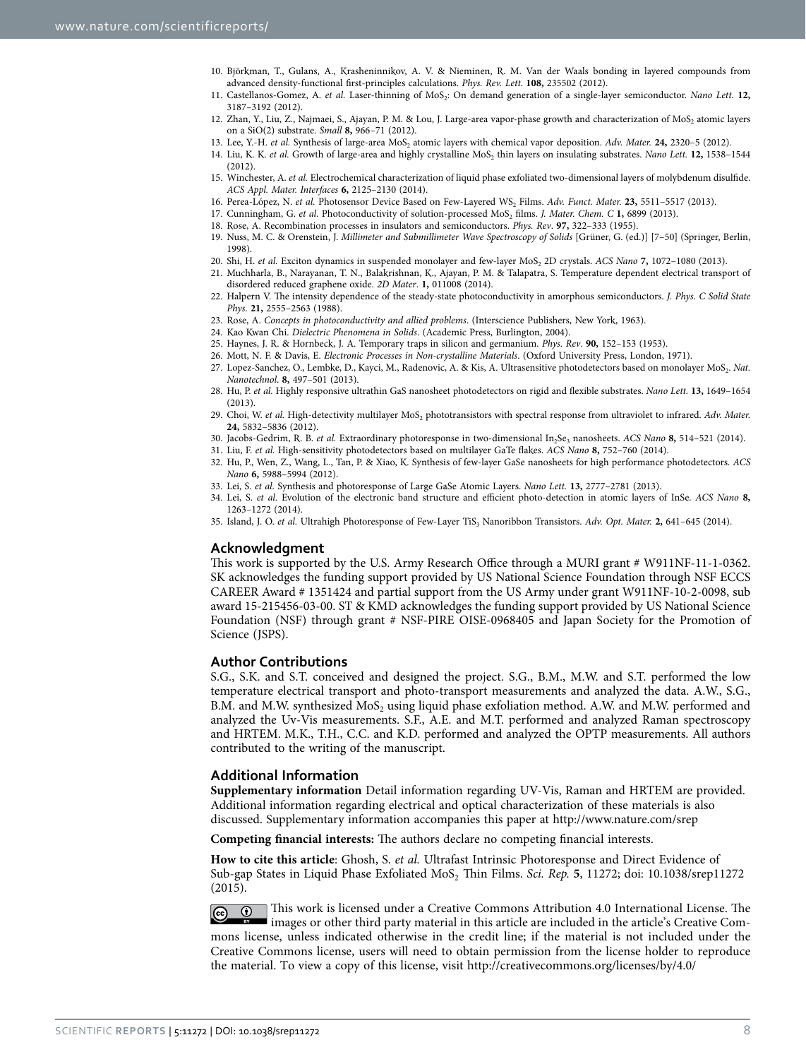10. Björkman, T., Gulans, A., Krasheninnikov, A. V. & Nieminen, R. M. Van der Waals bonding in layered compounds from advanced density-functional first-principles calculations. *Phys. Rev. Lett.* **108,** 235502 (2012).
11. Castellanos-Gomez, A. *et al.* Laser-thinning of $MoS_2$: On demand generation of a single-layer semiconductor. *Nano Lett.* **12,** 3187–3192 (2012).
12. Zhan, Y., Liu, Z., Najmaei, S., Ajayan, P. M. & Lou, J. Large-area vapor-phase growth and characterization of $MoS_2$ atomic layers on a SiO(2) substrate. *Small* **8,** 966–71 (2012).
13. Lee, Y.-H. *et al.* Synthesis of large-area $MoS_2$ atomic layers with chemical vapor deposition. *Adv. Mater.* **24,** 2320–5 (2012).
14. Liu, K. K. *et al.* Growth of large-area and highly crystalline $MoS_2$ thin layers on insulating substrates. *Nano Lett.* **12,** 1538–1544 (2012).
15. Winchester, A. *et al.* Electrochemical characterization of liquid phase exfoliated two-dimensional layers of molybdenum disulfide. *ACS Appl. Mater. Interfaces* **6,** 2125–2130 (2014).
16. Perea-López, N. *et al.* Photosensor Device Based on Few-Layered $WS_2$ Films. *Adv. Funct. Mater.* **23,** 5511–5517 (2013).
17. Cunningham, G. *et al.* Photoconductivity of solution-processed $MoS_2$ films. *J. Mater. Chem. C* **1,** 6899 (2013).
18. Rose, A. Recombination processes in insulators and semiconductors. *Phys. Rev*. **97,** 322–333 (1955).
19. Nuss, M. C. & Orenstein, J. *Millimeter and Submillimeter Wave Spectroscopy of Solids* [Grüner, G. (ed.)] [7–50] (Springer, Berlin, 1998).
20. Shi, H. *et al.* Exciton dynamics in suspended monolayer and few-layer $MoS_2$ 2D crystals. *ACS Nano* **7,** 1072–1080 (2013).
21. Muchharla, B., Narayanan, T. N., Balakrishnan, K., Ajayan, P. M. & Talapatra, S. Temperature dependent electrical transport of disordered reduced graphene oxide. *2D Mater*. **1,** 011008 (2014).
22. Halpern V. The intensity dependence of the steady-state photoconductivity in amorphous semiconductors. *J. Phys. C Solid State Phys*. **21,** 2555–2563 (1988).
23. Rose, A. *Concepts in photoconductivity and allied problems*. (Interscience Publishers, New York, 1963).
24. Kao Kwan Chi. *Dielectric Phenomena in Solids*. (Academic Press, Burlington, 2004).
25. Haynes, J. R. & Hornbeck, J. A. Temporary traps in silicon and germanium. *Phys. Rev*. **90,** 152–153 (1953).
26. Mott, N. F. & Davis, E. *Electronic Processes in Non-crystalline Materials*. (Oxford University Press, London, 1971).
27. Lopez-Sanchez, O., Lembke, D., Kayci, M., Radenovic, A. & Kis, A. Ultrasensitive photodetectors based on monolayer $MoS_2$. *Nat. Nanotechnol*. **8,** 497–501 (2013).
28. Hu, P. *et al.* Highly responsive ultrathin GaS nanosheet photodetectors on rigid and flexible substrates. *Nano Lett.* **13,** 1649–1654 (2013).
29. Choi, W. *et al.* High-detectivity multilayer $MoS_2$ phototransistors with spectral response from ultraviolet to infrared. *Adv. Mater.* **24,** 5832–5836 (2012).
30. Jacobs-Gedrim, R. B. *et al.* Extraordinary photoresponse in two-dimensional $In_2Se_3$ nanosheets. *ACS Nano* **8,** 514–521 (2014).
31. Liu, F. *et al.* High-sensitivity photodetectors based on multilayer GaTe flakes. *ACS Nano* **8,** 752–760 (2014).
32. Hu, P., Wen, Z., Wang, L., Tan, P. & Xiao, K. Synthesis of few-layer GaSe nanosheets for high performance photodetectors. *ACS Nano* **6,** 5988–5994 (2012).
33. Lei, S. *et al.* Synthesis and photoresponse of Large GaSe Atomic Layers. *Nano Lett.* **13,** 2777–2781 (2013).
34. Lei, S. *et al.* Evolution of the electronic band structure and efficient photo-detection in atomic layers of InSe. *ACS Nano* **8,** 1263–1272 (2014).
35. Island, J. O. *et al.* Ultrahigh Photoresponse of Few-Layer $TiS_3$ Nanoribbon Transistors. *Adv. Opt. Mater.* **2,** 641–645 (2014).

## Acknowledgment

This work is supported by the U.S. Army Research Office through a MURI grant # W911NF-11-1-0362. SK acknowledges the funding support provided by US National Science Foundation through NSF ECCS CAREER Award # 1351424 and partial support from the US Army under grant W911NF-10-2-0098, sub award 15-215456-03-00. ST & KMD acknowledges the funding support provided by US National Science Foundation (NSF) through grant # NSF-PIRE OISE-0968405 and Japan Society for the Promotion of Science (JSPS).

## Author Contributions

S.G., S.K. and S.T. conceived and designed the project. S.G., B.M., M.W. and S.T. performed the low temperature electrical transport and photo-transport measurements and analyzed the data. A.W., S.G., B.M. and M.W. synthesized $MoS_2$ using liquid phase exfoliation method. A.W. and M.W. performed and analyzed the Uv-Vis measurements. S.F., A.E. and M.T. performed and analyzed Raman spectroscopy and HRTEM. M.K., T.H., C.C. and K.D. performed and analyzed the OPTP measurements. All authors contributed to the writing of the manuscript.

## Additional Information

**Supplementary information** Detail information regarding UV-Vis, Raman and HRTEM are provided. Additional information regarding electrical and optical characterization of these materials is also discussed. Supplementary information accompanies this paper at http://www.nature.com/srep

**Competing financial interests:** The authors declare no competing financial interests.

**How to cite this article**: Ghosh, S. *et al.* Ultrafast Intrinsic Photoresponse and Direct Evidence of Sub-gap States in Liquid Phase Exfoliated $MoS_2$ Thin Films. *Sci. Rep.* **5**, 11272; doi: 10.1038/srep11272 (2015).

This work is licensed under a Creative Commons Attribution 4.0 International License. The images or other third party material in this article are included in the article's Creative Commons license, unless indicated otherwise in the credit line; if the material is not included under the Creative Commons license, users will need to obtain permission from the license holder to reproduce the material. To view a copy of this license, visit http://creativecommons.org/licenses/by/4.0/